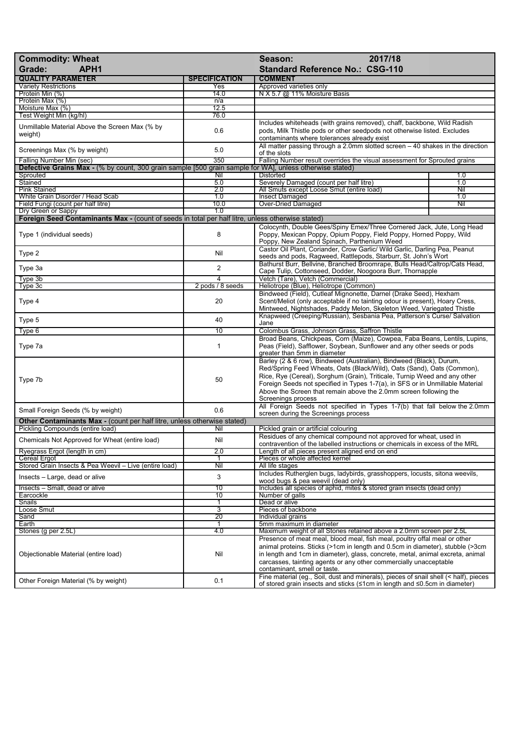| **Commodity: Wheat** | | **Season: 2017/18** | |
|---|---|---|---|
| **Grade: APH1** | | **Standard Reference No.: CSG-110** | |
| **QUALITY PARAMETER** | **SPECIFICATION** | **COMMENT** | |
| Variety Restrictions | Yes | Approved varieties only | |
| Protein Min (%) | 14.0 | N X 5.7 @ 11% Moisture Basis | |
| Protein Max (%) | n/a | | |
| Moisture Max (%) | 12.5 | | |
| Test Weight Min (kg/hl) | 76.0 | | |
| Unmillable Material Above the Screen Max (% by weight) | 0.6 | Includes whiteheads (with grains removed), chaff, backbone, Wild Radish pods, Milk Thistle pods or other seedpods not otherwise listed. Excludes contaminants where tolerances already exist | |
| Screenings Max (% by weight) | 5.0 | All matter passing through a 2.0mm slotted screen – 40 shakes in the direction of the slots | |
| Falling Number Min (sec) | 350 | Falling Number result overrides the visual assessment for Sprouted grains | |
| **Defective Grains Max -** (% by count, 300 grain sample [500 grain sample for WA], unless otherwise stated) | | | |
| Sprouted | Nil | Distorted | 1.0 |
| Stained | 5.0 | Severely Damaged (count per half litre) | 1.0 |
| Pink Stained | 2.0 | All Smuts except Loose Smut (entire load) | Nil |
| White Grain Disorder / Head Scab | 1.0 | Insect Damaged | 1.0 |
| Field Fungi (count per half litre) | 10.0 | Over-Dried Damaged | Nil |
| Dry Green or Sappy | 1.0 | | |
| **Foreign Seed Contaminants Max -** (count of seeds in total per half litre, unless otherwise stated) | | | |
| Type 1 (individual seeds) | 8 | Colocynth, Double Gees/Spiny Emex/Three Cornered Jack, Jute, Long Head Poppy, Mexican Poppy, Opium Poppy, Field Poppy, Horned Poppy, Wild Poppy, New Zealand Spinach, Parthenium Weed | |
| Type 2 | Nil | Castor Oil Plant, Coriander, Crow Garlic/ Wild Garlic, Darling Pea, Peanut seeds and pods, Ragweed, Rattlepods, Starburr, St. John's Wort | |
| Type 3a | 2 | Bathurst Burr, Bellvine, Branched Broomrape, Bulls Head/Caltrop/Cats Head, Cape Tulip, Cottonseed, Dodder, Noogoora Burr, Thornapple | |
| Type 3b | 4 | Vetch (Tare), Vetch (Commercial) | |
| Type 3c | 2 pods / 8 seeds | Heliotrope (Blue), Heliotrope (Common) | |
| Type 4 | 20 | Bindweed (Field), Cutleaf Mignonette, Darnel (Drake Seed), Hexham Scent/Meliot (only acceptable if no tainting odour is present), Hoary Cress, Mintweed, Nightshades, Paddy Melon, Skeleton Weed, Variegated Thistle | |
| Type 5 | 40 | Knapweed (Creeping/Russian), Sesbania Pea, Patterson's Curse/ Salvation Jane | |
| Type 6 | 10 | Colombus Grass, Johnson Grass, Saffron Thistle | |
| Type 7a | 1 | Broad Beans, Chickpeas, Corn (Maize), Cowpea, Faba Beans, Lentils, Lupins, Peas (Field), Safflower, Soybean, Sunflower and any other seeds or pods greater than 5mm in diameter | |
| Type 7b | 50 | Barley (2 & 6 row), Bindweed (Australian), Bindweed (Black), Durum, Red/Spring Feed Wheats, Oats (Black/Wild), Oats (Sand), Oats (Common), Rice, Rye (Cereal), Sorghum (Grain), Triticale, Turnip Weed and any other Foreign Seeds not specified in Types 1-7(a), in SFS or in Unmillable Material Above the Screen that remain above the 2.0mm screen following the Screenings process | |
| Small Foreign Seeds (% by weight) | 0.6 | All Foreign Seeds not specified in Types 1-7(b) that fall below the 2.0mm screen during the Screenings process | |
| **Other Contaminants Max -** (count per half litre, unless otherwise stated) | | | |
| Pickling Compounds (entire load) | Nil | Pickled grain or artificial colouring | |
| Chemicals Not Approved for Wheat (entire load) | Nil | Residues of any chemical compound not approved for wheat, used in contravention of the labelled instructions or chemicals in excess of the MRL | |
| Ryegrass Ergot (length in cm) | 2.0 | Length of all pieces present aligned end on end | |
| Cereal Ergot | 1 | Pieces or whole affected kernel | |
| Stored Grain Insects & Pea Weevil – Live (entire load) | Nil | All life stages | |
| Insects – Large, dead or alive | 3 | Includes Rutherglen bugs, ladybirds, grasshoppers, locusts, sitona weevils, wood bugs & pea weevil (dead only) | |
| Insects – Small, dead or alive | 10 | Includes all species of aphid, mites & stored grain insects (dead only) | |
| Earcockle | 10 | Number of galls | |
| Snails | 1 | Dead or alive | |
| Loose Smut | 3 | Pieces of backbone | |
| Sand | 20 | Individual grains | |
| Earth | 1 | 5mm maximum in diameter | |
| Stones (g per 2.5L) | 4.0 | Maximum weight of all Stones retained above a 2.0mm screen per 2.5L | |
| Objectionable Material (entire load) | Nil | Presence of meat meal, blood meal, fish meal, poultry offal meal or other animal proteins. Sticks (>1cm in length and 0.5cm in diameter), stubble (>3cm in length and 1cm in diameter), glass, concrete, metal, animal excreta, animal carcasses, tainting agents or any other commercially unacceptable contaminant, smell or taste. | |
| Other Foreign Material (% by weight) | 0.1 | Fine material (eg., Soil, dust and minerals), pieces of snail shell (< half), pieces of stored grain insects and sticks (≤1cm in length and ≤0.5cm in diameter) | |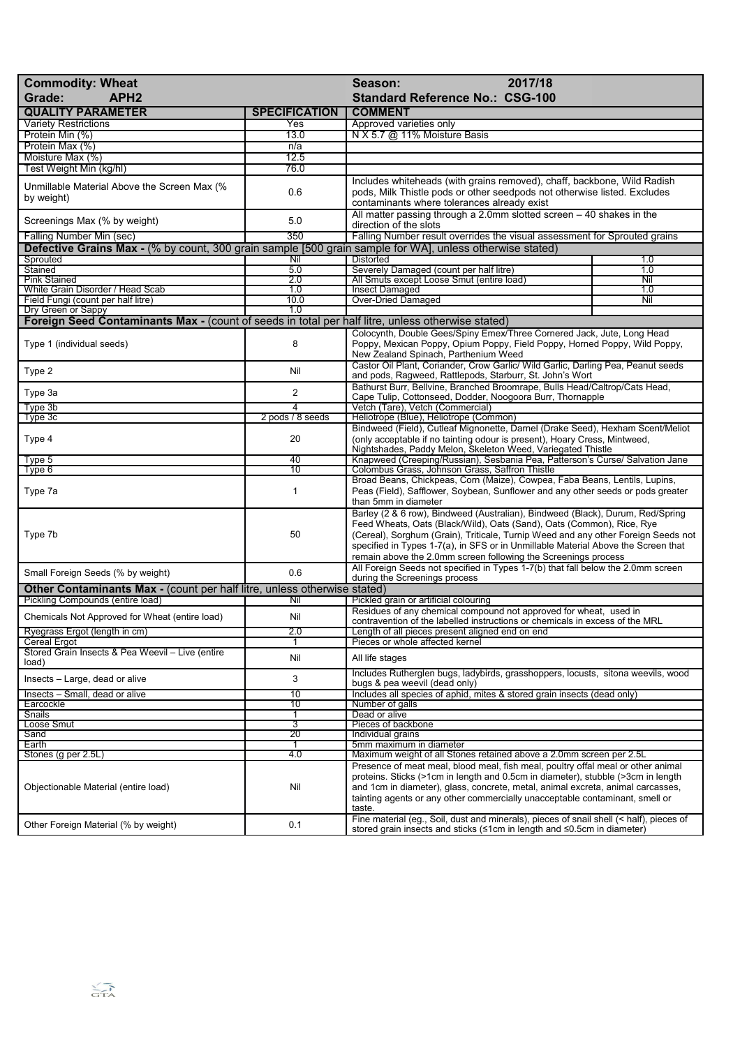| Commodity: Wheat | | Season: 2017/18 | |
|---|---|---|---|
| Grade: APH2 | | Standard Reference No.: CSG-100 | |
| **QUALITY PARAMETER** | **SPECIFICATION** | **COMMENT** | |
| Variety Restrictions | Yes | Approved varieties only | |
| Protein Min (%) | 13.0 | N X 5.7 @ 11% Moisture Basis | |
| Protein Max (%) | n/a | | |
| Moisture Max (%) | 12.5 | | |
| Test Weight Min (kg/hl) | 76.0 | | |
| Unmillable Material Above the Screen Max (% by weight) | 0.6 | Includes whiteheads (with grains removed), chaff, backbone, Wild Radish pods, Milk Thistle pods or other seedpods not otherwise listed. Excludes contaminants where tolerances already exist | |
| Screenings Max (% by weight) | 5.0 | All matter passing through a 2.0mm slotted screen – 40 shakes in the direction of the slots | |
| Falling Number Min (sec) | 350 | Falling Number result overrides the visual assessment for Sprouted grains | |
| **Defective Grains Max -** (% by count, 300 grain sample [500 grain sample for WA], unless otherwise stated) | | | |
| Sprouted | Nil | Distorted | 1.0 |
| Stained | 5.0 | Severely Damaged (count per half litre) | 1.0 |
| Pink Stained | 2.0 | All Smuts except Loose Smut (entire load) | Nil |
| White Grain Disorder / Head Scab | 1.0 | Insect Damaged | 1.0 |
| Field Fungi (count per half litre) | 10.0 | Over-Dried Damaged | Nil |
| Dry Green or Sappy | 1.0 | | |
| **Foreign Seed Contaminants Max -** (count of seeds in total per half litre, unless otherwise stated) | | | |
| Type 1 (individual seeds) | 8 | Colocynth, Double Gees/Spiny Emex/Three Cornered Jack, Jute, Long Head Poppy, Mexican Poppy, Opium Poppy, Field Poppy, Horned Poppy, Wild Poppy, New Zealand Spinach, Parthenium Weed | |
| Type 2 | Nil | Castor Oil Plant, Coriander, Crow Garlic/ Wild Garlic, Darling Pea, Peanut seeds and pods, Ragweed, Rattlepods, Starburr, St. John's Wort | |
| Type 3a | 2 | Bathurst Burr, Bellvine, Branched Broomrape, Bulls Head/Caltrop/Cats Head, Cape Tulip, Cottonseed, Dodder, Noogoora Burr, Thornapple | |
| Type 3b | 4 | Vetch (Tare), Vetch (Commercial) | |
| Type 3c | 2 pods / 8 seeds | Heliotrope (Blue), Heliotrope (Common) | |
| Type 4 | 20 | Bindweed (Field), Cutleaf Mignonette, Darnel (Drake Seed), Hexham Scent/Meliot (only acceptable if no tainting odour is present), Hoary Cress, Mintweed, Nightshades, Paddy Melon, Skeleton Weed, Variegated Thistle | |
| Type 5 | 40 | Knapweed (Creeping/Russian), Sesbania Pea, Patterson's Curse/ Salvation Jane | |
| Type 6 | 10 | Colombus Grass, Johnson Grass, Saffron Thistle | |
| Type 7a | 1 | Broad Beans, Chickpeas, Corn (Maize), Cowpea, Faba Beans, Lentils, Lupins, Peas (Field), Safflower, Soybean, Sunflower and any other seeds or pods greater than 5mm in diameter | |
| Type 7b | 50 | Barley (2 & 6 row), Bindweed (Australian), Bindweed (Black), Durum, Red/Spring Feed Wheats, Oats (Black/Wild), Oats (Sand), Oats (Common), Rice, Rye (Cereal), Sorghum (Grain), Triticale, Turnip Weed and any other Foreign Seeds not specified in Types 1-7(a), in SFS or in Unmillable Material Above the Screen that remain above the 2.0mm screen following the Screenings process | |
| Small Foreign Seeds (% by weight) | 0.6 | All Foreign Seeds not specified in Types 1-7(b) that fall below the 2.0mm screen during the Screenings process | |
| **Other Contaminants Max -** (count per half litre, unless otherwise stated) | | | |
| Pickling Compounds (entire load) | Nil | Pickled grain or artificial colouring | |
| Chemicals Not Approved for Wheat (entire load) | Nil | Residues of any chemical compound not approved for wheat, used in contravention of the labelled instructions or chemicals in excess of the MRL | |
| Ryegrass Ergot (length in cm) | 2.0 | Length of all pieces present aligned end on end | |
| Cereal Ergot | 1 | Pieces or whole affected kernel | |
| Stored Grain Insects & Pea Weevil – Live (entire load) | Nil | All life stages | |
| Insects – Large, dead or alive | 3 | Includes Rutherglen bugs, ladybirds, grasshoppers, locusts, sitona weevils, wood bugs & pea weevil (dead only) | |
| Insects – Small, dead or alive | 10 | Includes all species of aphid, mites & stored grain insects (dead only) | |
| Earcockle | 10 | Number of galls | |
| Snails | 1 | Dead or alive | |
| Loose Smut | 3 | Pieces of backbone | |
| Sand | 20 | Individual grains | |
| Earth | 1 | 5mm maximum in diameter | |
| Stones (g per 2.5L) | 4.0 | Maximum weight of all Stones retained above a 2.0mm screen per 2.5L | |
| Objectionable Material (entire load) | Nil | Presence of meat meal, blood meal, fish meal, poultry offal meal or other animal proteins. Sticks (>1cm in length and 0.5cm in diameter), stubble (>3cm in length and 1cm in diameter), glass, concrete, metal, animal excreta, animal carcasses, tainting agents or any other commercially unacceptable contaminant, smell or taste. | |
| Other Foreign Material (% by weight) | 0.1 | Fine material (eg., Soil, dust and minerals), pieces of snail shell (< half), pieces of stored grain insects and sticks (≤1cm in length and ≤0.5cm in diameter) | |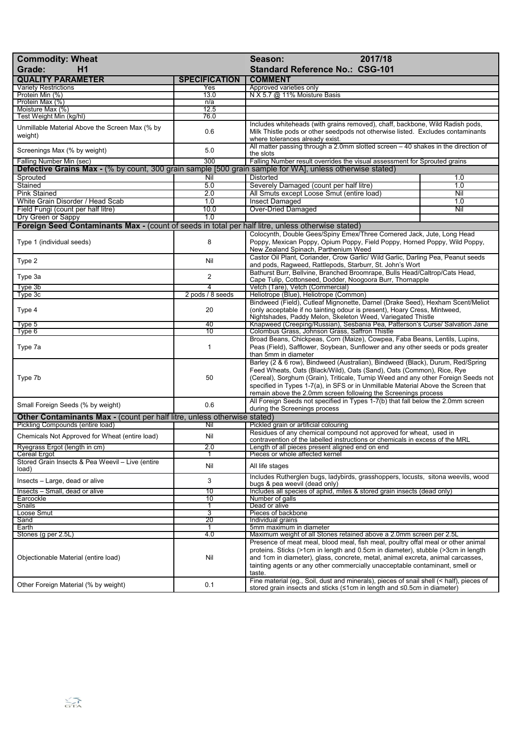| Commodity: Wheat | | Season: 2017/18 | |
|---|---|---|---|
| **Grade: H1** | | **Standard Reference No.: CSG-101** | |
| **QUALITY PARAMETER** | **SPECIFICATION** | **COMMENT** | |
| Variety Restrictions | Yes | Approved varieties only | |
| Protein Min (%) | 13.0 | N X 5.7 @ 11% Moisture Basis | |
| Protein Max (%) | n/a | | |
| Moisture Max (%) | 12.5 | | |
| Test Weight Min (kg/hl) | 76.0 | | |
| Unmillable Material Above the Screen Max (% by weight) | 0.6 | Includes whiteheads (with grains removed), chaff, backbone, Wild Radish pods, Milk Thistle pods or other seedpods not otherwise listed. Excludes contaminants where tolerances already exist. | |
| Screenings Max (% by weight) | 5.0 | All matter passing through a 2.0mm slotted screen – 40 shakes in the direction of the slots | |
| Falling Number Min (sec) | 300 | Falling Number result overrides the visual assessment for Sprouted grains | |
| **Defective Grains Max -** (% by count, 300 grain sample [500 grain sample for WA], unless otherwise stated) | | | |
| Sprouted | Nil | Distorted | 1.0 |
| Stained | 5.0 | Severely Damaged (count per half litre) | 1.0 |
| Pink Stained | 2.0 | All Smuts except Loose Smut (entire load) | Nil |
| White Grain Disorder / Head Scab | 1.0 | Insect Damaged | 1.0 |
| Field Fungi (count per half litre) | 10.0 | Over-Dried Damaged | Nil |
| Dry Green or Sappy | 1.0 | | |
| **Foreign Seed Contaminants Max -** (count of seeds in total per half litre, unless otherwise stated) | | | |
| Type 1 (individual seeds) | 8 | Colocynth, Double Gees/Spiny Emex/Three Cornered Jack, Jute, Long Head Poppy, Mexican Poppy, Opium Poppy, Field Poppy, Horned Poppy, Wild Poppy, New Zealand Spinach, Parthenium Weed | |
| Type 2 | Nil | Castor Oil Plant, Coriander, Crow Garlic/ Wild Garlic, Darling Pea, Peanut seeds and pods, Ragweed, Rattlepods, Starburr, St. John's Wort | |
| Type 3a | 2 | Bathurst Burr, Bellvine, Branched Broomrape, Bulls Head/Caltrop/Cats Head, Cape Tulip, Cottonseed, Dodder, Noogoora Burr, Thornapple | |
| Type 3b | 4 | Vetch (Tare), Vetch (Commercial) | |
| Type 3c | 2 pods / 8 seeds | Heliotrope (Blue), Heliotrope (Common) | |
| Type 4 | 20 | Bindweed (Field), Cutleaf Mignonette, Darnel (Drake Seed), Hexham Scent/Meliot (only acceptable if no tainting odour is present), Hoary Cress, Mintweed, Nightshades, Paddy Melon, Skeleton Weed, Variegated Thistle | |
| Type 5 | 40 | Knapweed (Creeping/Russian), Sesbania Pea, Patterson's Curse/ Salvation Jane | |
| Type 6 | 10 | Colombus Grass, Johnson Grass, Saffron Thistle | |
| Type 7a | 1 | Broad Beans, Chickpeas, Corn (Maize), Cowpea, Faba Beans, Lentils, Lupins, Peas (Field), Safflower, Soybean, Sunflower and any other seeds or pods greater than 5mm in diameter | |
| Type 7b | 50 | Barley (2 & 6 row), Bindweed (Australian), Bindweed (Black), Durum, Red/Spring Feed Wheats, Oats (Black/Wild), Oats (Sand), Oats (Common), Rice, Rye (Cereal), Sorghum (Grain), Triticale, Turnip Weed and any other Foreign Seeds not specified in Types 1-7(a), in SFS or in Unmillable Material Above the Screen that remain above the 2.0mm screen following the Screenings process | |
| Small Foreign Seeds (% by weight) | 0.6 | All Foreign Seeds not specified in Types 1-7(b) that fall below the 2.0mm screen during the Screenings process | |
| **Other Contaminants Max -** (count per half litre, unless otherwise stated) | | | |
| Pickling Compounds (entire load) | Nil | Pickled grain or artificial colouring | |
| Chemicals Not Approved for Wheat (entire load) | Nil | Residues of any chemical compound not approved for wheat, used in contravention of the labelled instructions or chemicals in excess of the MRL | |
| Ryegrass Ergot (length in cm) | 2.0 | Length of all pieces present aligned end on end | |
| Cereal Ergot | 1 | Pieces or whole affected kernel | |
| Stored Grain Insects & Pea Weevil – Live (entire load) | Nil | All life stages | |
| Insects – Large, dead or alive | 3 | Includes Rutherglen bugs, ladybirds, grasshoppers, locusts, sitona weevils, wood bugs & pea weevil (dead only) | |
| Insects – Small, dead or alive | 10 | Includes all species of aphid, mites & stored grain insects (dead only) | |
| Earcockle | 10 | Number of galls | |
| Snails | 1 | Dead or alive | |
| Loose Smut | 3 | Pieces of backbone | |
| Sand | 20 | Individual grains | |
| Earth | 1 | 5mm maximum in diameter | |
| Stones (g per 2.5L) | 4.0 | Maximum weight of all Stones retained above a 2.0mm screen per 2.5L | |
| Objectionable Material (entire load) | Nil | Presence of meat meal, blood meal, fish meal, poultry offal meal or other animal proteins. Sticks (>1cm in length and 0.5cm in diameter), stubble (>3cm in length and 1cm in diameter), glass, concrete, metal, animal excreta, animal carcasses, tainting agents or any other commercially unacceptable contaminant, smell or taste. | |
| Other Foreign Material (% by weight) | 0.1 | Fine material (eg., Soil, dust and minerals), pieces of snail shell (< half), pieces of stored grain insects and sticks (≤1cm in length and ≤0.5cm in diameter) | |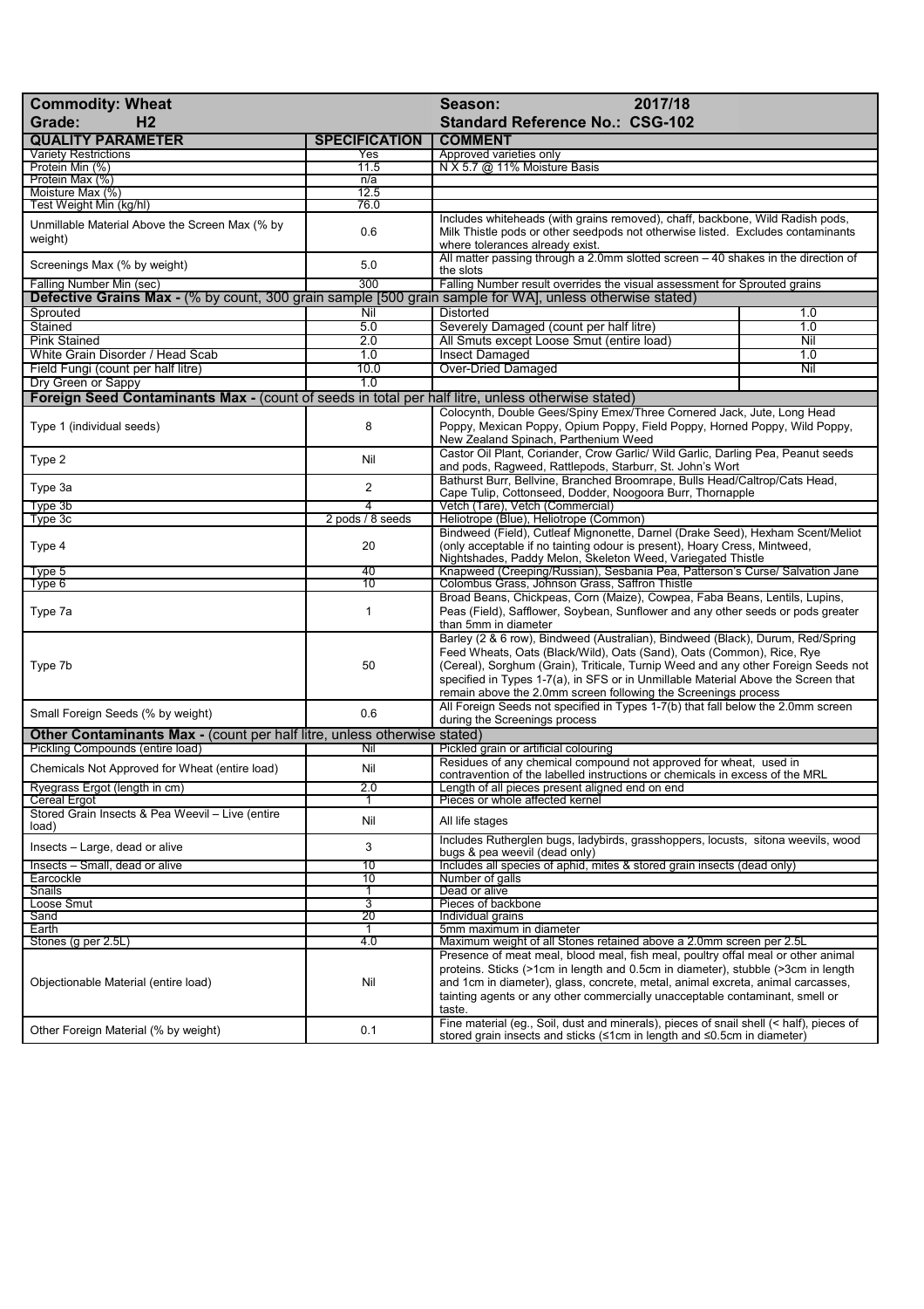| Commodity: Wheat | | Season: 2017/18 | |
|---|---|---|---|
| **Grade: H2** | | **Standard Reference No.: CSG-102** | |
| **QUALITY PARAMETER** | **SPECIFICATION** | **COMMENT** | |
| Variety Restrictions | Yes | Approved varieties only | |
| Protein Min (%) | 11.5 | N X 5.7 @ 11% Moisture Basis | |
| Protein Max (%) | n/a | | |
| Moisture Max (%) | 12.5 | | |
| Test Weight Min (kg/hl) | 76.0 | | |
| Unmillable Material Above the Screen Max (% by weight) | 0.6 | Includes whiteheads (with grains removed), chaff, backbone, Wild Radish pods, Milk Thistle pods or other seedpods not otherwise listed. Excludes contaminants where tolerances already exist. | |
| Screenings Max (% by weight) | 5.0 | All matter passing through a 2.0mm slotted screen – 40 shakes in the direction of the slots | |
| Falling Number Min (sec) | 300 | Falling Number result overrides the visual assessment for Sprouted grains | |
| **Defective Grains Max -** (% by count, 300 grain sample [500 grain sample for WA], unless otherwise stated) | | | |
| Sprouted | Nil | Distorted | 1.0 |
| Stained | 5.0 | Severely Damaged (count per half litre) | 1.0 |
| Pink Stained | 2.0 | All Smuts except Loose Smut (entire load) | Nil |
| White Grain Disorder / Head Scab | 1.0 | Insect Damaged | 1.0 |
| Field Fungi (count per half litre) | 10.0 | Over-Dried Damaged | Nil |
| Dry Green or Sappy | 1.0 | | |
| **Foreign Seed Contaminants Max -** (count of seeds in total per half litre, unless otherwise stated) | | | |
| Type 1 (individual seeds) | 8 | Colocynth, Double Gees/Spiny Emex/Three Cornered Jack, Jute, Long Head Poppy, Mexican Poppy, Opium Poppy, Field Poppy, Horned Poppy, Wild Poppy, New Zealand Spinach, Parthenium Weed | |
| Type 2 | Nil | Castor Oil Plant, Coriander, Crow Garlic/ Wild Garlic, Darling Pea, Peanut seeds and pods, Ragweed, Rattlepods, Starburr, St. John's Wort | |
| Type 3a | 2 | Bathurst Burr, Bellvine, Branched Broomrape, Bulls Head/Caltrop/Cats Head, Cape Tulip, Cottonseed, Dodder, Noogoora Burr, Thornapple | |
| Type 3b | 4 | Vetch (Tare), Vetch (Commercial) | |
| Type 3c | 2 pods / 8 seeds | Heliotrope (Blue), Heliotrope (Common) | |
| Type 4 | 20 | Bindweed (Field), Cutleaf Mignonette, Darnel (Drake Seed), Hexham Scent/Meliot (only acceptable if no tainting odour is present), Hoary Cress, Mintweed, Nightshades, Paddy Melon, Skeleton Weed, Variegated Thistle | |
| Type 5 | 40 | Knapweed (Creeping/Russian), Sesbania Pea, Patterson's Curse/ Salvation Jane | |
| Type 6 | 10 | Colombus Grass, Johnson Grass, Saffron Thistle | |
| Type 7a | 1 | Broad Beans, Chickpeas, Corn (Maize), Cowpea, Faba Beans, Lentils, Lupins, Peas (Field), Safflower, Soybean, Sunflower and any other seeds or pods greater than 5mm in diameter | |
| Type 7b | 50 | Barley (2 & 6 row), Bindweed (Australian), Bindweed (Black), Durum, Red/Spring Feed Wheats, Oats (Black/Wild), Oats (Sand), Oats (Common), Rice, Rye (Cereal), Sorghum (Grain), Triticale, Turnip Weed and any other Foreign Seeds not specified in Types 1-7(a), in SFS or in Unmillable Material Above the Screen that remain above the 2.0mm screen following the Screenings process | |
| Small Foreign Seeds (% by weight) | 0.6 | All Foreign Seeds not specified in Types 1-7(b) that fall below the 2.0mm screen during the Screenings process | |
| **Other Contaminants Max -** (count per half litre, unless otherwise stated) | | | |
| Pickling Compounds (entire load) | Nil | Pickled grain or artificial colouring | |
| Chemicals Not Approved for Wheat (entire load) | Nil | Residues of any chemical compound not approved for wheat, used in contravention of the labelled instructions or chemicals in excess of the MRL | |
| Ryegrass Ergot (length in cm) | 2.0 | Length of all pieces present aligned end on end | |
| Cereal Ergot | 1 | Pieces or whole affected kernel | |
| Stored Grain Insects & Pea Weevil – Live (entire load) | Nil | All life stages | |
| Insects – Large, dead or alive | 3 | Includes Rutherglen bugs, ladybirds, grasshoppers, locusts, sitona weevils, wood bugs & pea weevil (dead only) | |
| Insects – Small, dead or alive | 10 | Includes all species of aphid, mites & stored grain insects (dead only) | |
| Earcockle | 10 | Number of galls | |
| Snails | 1 | Dead or alive | |
| Loose Smut | 3 | Pieces of backbone | |
| Sand | 20 | Individual grains | |
| Earth | 1 | 5mm maximum in diameter | |
| Stones (g per 2.5L) | 4.0 | Maximum weight of all Stones retained above a 2.0mm screen per 2.5L | |
| Objectionable Material (entire load) | Nil | Presence of meat meal, blood meal, fish meal, poultry offal meal or other animal proteins. Sticks (>1cm in length and 0.5cm in diameter), stubble (>3cm in length and 1cm in diameter), glass, concrete, metal, animal excreta, animal carcasses, tainting agents or any other commercially unacceptable contaminant, smell or taste. | |
| Other Foreign Material (% by weight) | 0.1 | Fine material (eg., Soil, dust and minerals), pieces of snail shell (< half), pieces of stored grain insects and sticks (≤1cm in length and ≤0.5cm in diameter) | |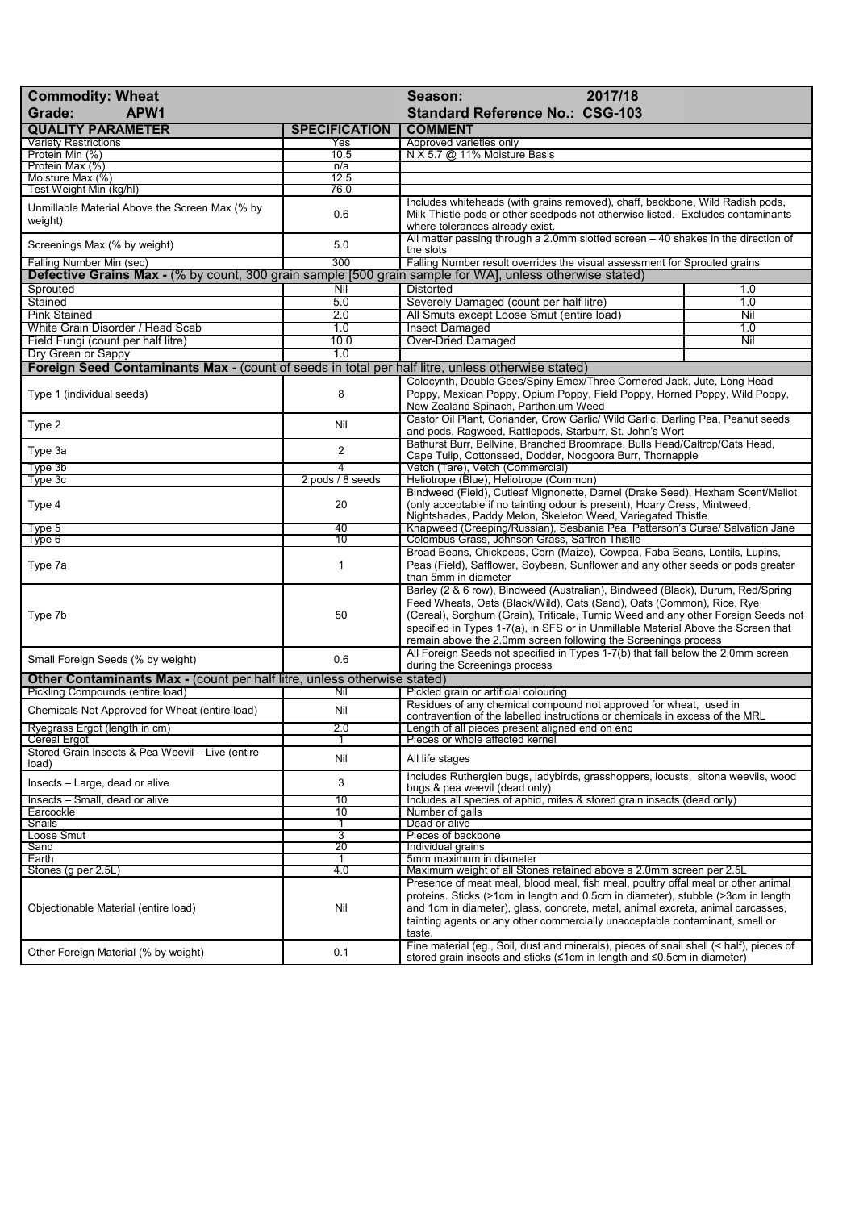| **Commodity: Wheat** | | **Season: 2017/18** | |
|---|---|---|---|
| **Grade: APW1** | | **Standard Reference No.: CSG-103** | |
| **QUALITY PARAMETER** | **SPECIFICATION** | **COMMENT** | |
| Variety Restrictions | Yes | Approved varieties only | |
| Protein Min (%) | 10.5 | N X 5.7 @ 11% Moisture Basis | |
| Protein Max (%) | n/a | | |
| Moisture Max (%) | 12.5 | | |
| Test Weight Min (kg/hl) | 76.0 | | |
| Unmillable Material Above the Screen Max (% by weight) | 0.6 | Includes whiteheads (with grains removed), chaff, backbone, Wild Radish pods, Milk Thistle pods or other seedpods not otherwise listed. Excludes contaminants where tolerances already exist. | |
| Screenings Max (% by weight) | 5.0 | All matter passing through a 2.0mm slotted screen – 40 shakes in the direction of the slots | |
| Falling Number Min (sec) | 300 | Falling Number result overrides the visual assessment for Sprouted grains | |
| **Defective Grains Max -** (% by count, 300 grain sample [500 grain sample for WA], unless otherwise stated) | | | |
| Sprouted | Nil | Distorted | 1.0 |
| Stained | 5.0 | Severely Damaged (count per half litre) | 1.0 |
| Pink Stained | 2.0 | All Smuts except Loose Smut (entire load) | Nil |
| White Grain Disorder / Head Scab | 1.0 | Insect Damaged | 1.0 |
| Field Fungi (count per half litre) | 10.0 | Over-Dried Damaged | Nil |
| Dry Green or Sappy | 1.0 | | |
| **Foreign Seed Contaminants Max -** (count of seeds in total per half litre, unless otherwise stated) | | | |
| Type 1 (individual seeds) | 8 | Colocynth, Double Gees/Spiny Emex/Three Cornered Jack, Jute, Long Head Poppy, Mexican Poppy, Opium Poppy, Field Poppy, Horned Poppy, Wild Poppy, New Zealand Spinach, Parthenium Weed | |
| Type 2 | Nil | Castor Oil Plant, Coriander, Crow Garlic/ Wild Garlic, Darling Pea, Peanut seeds and pods, Ragweed, Rattlepods, Starburr, St. John's Wort | |
| Type 3a | 2 | Bathurst Burr, Bellvine, Branched Broomrape, Bulls Head/Caltrop/Cats Head, Cape Tulip, Cottonseed, Dodder, Noogoora Burr, Thornapple | |
| Type 3b | 4 | Vetch (Tare), Vetch (Commercial) | |
| Type 3c | 2 pods / 8 seeds | Heliotrope (Blue), Heliotrope (Common) | |
| Type 4 | 20 | Bindweed (Field), Cutleaf Mignonette, Darnel (Drake Seed), Hexham Scent/Meliot (only acceptable if no tainting odour is present), Hoary Cress, Mintweed, Nightshades, Paddy Melon, Skeleton Weed, Variegated Thistle | |
| Type 5 | 40 | Knapweed (Creeping/Russian), Sesbania Pea, Patterson's Curse/ Salvation Jane | |
| Type 6 | 10 | Colombus Grass, Johnson Grass, Saffron Thistle | |
| Type 7a | 1 | Broad Beans, Chickpeas, Corn (Maize), Cowpea, Faba Beans, Lentils, Lupins, Peas (Field), Safflower, Soybean, Sunflower and any other seeds or pods greater than 5mm in diameter | |
| Type 7b | 50 | Barley (2 & 6 row), Bindweed (Australian), Bindweed (Black), Durum, Red/Spring Feed Wheats, Oats (Black/Wild), Oats (Sand), Oats (Common), Rice, Rye (Cereal), Sorghum (Grain), Triticale, Turnip Weed and any other Foreign Seeds not specified in Types 1-7(a), in SFS or in Unmillable Material Above the Screen that remain above the 2.0mm screen following the Screenings process | |
| Small Foreign Seeds (% by weight) | 0.6 | All Foreign Seeds not specified in Types 1-7(b) that fall below the 2.0mm screen during the Screenings process | |
| **Other Contaminants Max -** (count per half litre, unless otherwise stated) | | | |
| Pickling Compounds (entire load) | Nil | Pickled grain or artificial colouring | |
| Chemicals Not Approved for Wheat (entire load) | Nil | Residues of any chemical compound not approved for wheat, used in contravention of the labelled instructions or chemicals in excess of the MRL | |
| Ryegrass Ergot (length in cm) | 2.0 | Length of all pieces present aligned end on end | |
| Cereal Ergot | 1 | Pieces or whole affected kernel | |
| Stored Grain Insects & Pea Weevil – Live (entire load) | Nil | All life stages | |
| Insects – Large, dead or alive | 3 | Includes Rutherglen bugs, ladybirds, grasshoppers, locusts, sitona weevils, wood bugs & pea weevil (dead only) | |
| Insects – Small, dead or alive | 10 | Includes all species of aphid, mites & stored grain insects (dead only) | |
| Earcockle | 10 | Number of galls | |
| Snails | 1 | Dead or alive | |
| Loose Smut | 3 | Pieces of backbone | |
| Sand | 20 | Individual grains | |
| Earth | 1 | 5mm maximum in diameter | |
| Stones (g per 2.5L) | 4.0 | Maximum weight of all Stones retained above a 2.0mm screen per 2.5L | |
| Objectionable Material (entire load) | Nil | Presence of meat meal, blood meal, fish meal, poultry offal meal or other animal proteins. Sticks (>1cm in length and 0.5cm in diameter), stubble (>3cm in length and 1cm in diameter), glass, concrete, metal, animal excreta, animal carcasses, tainting agents or any other commercially unacceptable contaminant, smell or taste. | |
| Other Foreign Material (% by weight) | 0.1 | Fine material (eg., Soil, dust and minerals), pieces of snail shell (< half), pieces of stored grain insects and sticks (≤1cm in length and ≤0.5cm in diameter) | |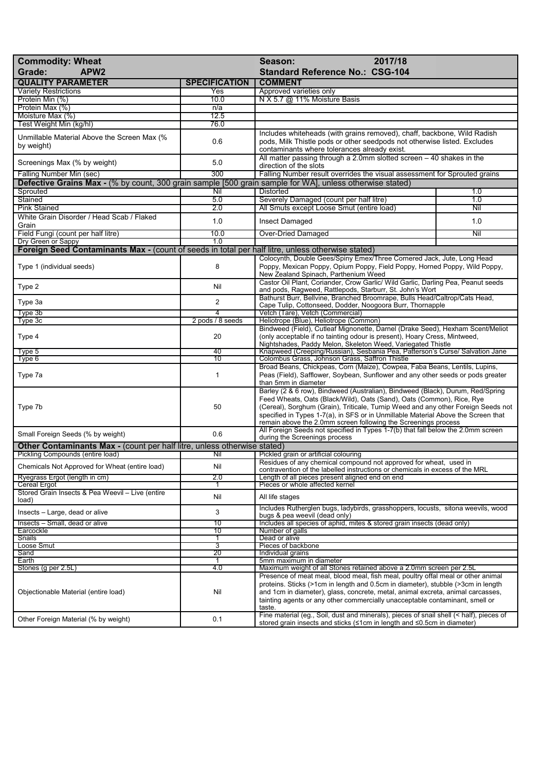| Commodity: Wheat | | Season: 2017/18 | |
|---|---|---|---|
| Grade: APW2 | | Standard Reference No.: CSG-104 | |
| **QUALITY PARAMETER** | **SPECIFICATION** | **COMMENT** | |
| Variety Restrictions | Yes | Approved varieties only | |
| Protein Min (%) | 10.0 | N X 5.7 @ 11% Moisture Basis | |
| Protein Max (%) | n/a | | |
| Moisture Max (%) | 12.5 | | |
| Test Weight Min (kg/hl) | 76.0 | | |
| Unmillable Material Above the Screen Max (% by weight) | 0.6 | Includes whiteheads (with grains removed), chaff, backbone, Wild Radish pods, Milk Thistle pods or other seedpods not otherwise listed. Excludes contaminants where tolerances already exist. | |
| Screenings Max (% by weight) | 5.0 | All matter passing through a 2.0mm slotted screen – 40 shakes in the direction of the slots | |
| Falling Number Min (sec) | 300 | Falling Number result overrides the visual assessment for Sprouted grains | |
| **Defective Grains Max -** (% by count, 300 grain sample [500 grain sample for WA], unless otherwise stated) | | | |
| Sprouted | Nil | Distorted | 1.0 |
| Stained | 5.0 | Severely Damaged (count per half litre) | 1.0 |
| Pink Stained | 2.0 | All Smuts except Loose Smut (entire load) | Nil |
| White Grain Disorder / Head Scab / Flaked Grain | 1.0 | Insect Damaged | 1.0 |
| Field Fungi (count per half litre) | 10.0 | Over-Dried Damaged | Nil |
| Dry Green or Sappy | 1.0 | | |
| **Foreign Seed Contaminants Max -** (count of seeds in total per half litre, unless otherwise stated) | | | |
| Type 1 (individual seeds) | 8 | Colocynth, Double Gees/Spiny Emex/Three Cornered Jack, Jute, Long Head Poppy, Mexican Poppy, Opium Poppy, Field Poppy, Horned Poppy, Wild Poppy, New Zealand Spinach, Parthenium Weed | |
| Type 2 | Nil | Castor Oil Plant, Coriander, Crow Garlic/ Wild Garlic, Darling Pea, Peanut seeds and pods, Ragweed, Rattlepods, Starburr, St. John's Wort | |
| Type 3a | 2 | Bathurst Burr, Bellvine, Branched Broomrape, Bulls Head/Caltrop/Cats Head, Cape Tulip, Cottonseed, Dodder, Noogoora Burr, Thornapple | |
| Type 3b | 4 | Vetch (Tare), Vetch (Commercial) | |
| Type 3c | 2 pods / 8 seeds | Heliotrope (Blue), Heliotrope (Common) | |
| Type 4 | 20 | Bindweed (Field), Cutleaf Mignonette, Darnel (Drake Seed), Hexham Scent/Meliot (only acceptable if no tainting odour is present), Hoary Cress, Mintweed, Nightshades, Paddy Melon, Skeleton Weed, Variegated Thistle | |
| Type 5 | 40 | Knapweed (Creeping/Russian), Sesbania Pea, Patterson's Curse/ Salvation Jane | |
| Type 6 | 10 | Colombus Grass, Johnson Grass, Saffron Thistle | |
| Type 7a | 1 | Broad Beans, Chickpeas, Corn (Maize), Cowpea, Faba Beans, Lentils, Lupins, Peas (Field), Safflower, Soybean, Sunflower and any other seeds or pods greater than 5mm in diameter | |
| Type 7b | 50 | Barley (2 & 6 row), Bindweed (Australian), Bindweed (Black), Durum, Red/Spring Feed Wheats, Oats (Black/Wild), Oats (Sand), Oats (Common), Rice, Rye (Cereal), Sorghum (Grain), Triticale, Turnip Weed and any other Foreign Seeds not specified in Types 1-7(a), in SFS or in Unmillable Material Above the Screen that remain above the 2.0mm screen following the Screenings process | |
| Small Foreign Seeds (% by weight) | 0.6 | All Foreign Seeds not specified in Types 1-7(b) that fall below the 2.0mm screen during the Screenings process | |
| **Other Contaminants Max -** (count per half litre, unless otherwise stated) | | | |
| Pickling Compounds (entire load) | Nil | Pickled grain or artificial colouring | |
| Chemicals Not Approved for Wheat (entire load) | Nil | Residues of any chemical compound not approved for wheat, used in contravention of the labelled instructions or chemicals in excess of the MRL | |
| Ryegrass Ergot (length in cm) | 2.0 | Length of all pieces present aligned end on end | |
| Cereal Ergot | 1 | Pieces or whole affected kernel | |
| Stored Grain Insects & Pea Weevil – Live (entire load) | Nil | All life stages | |
| Insects – Large, dead or alive | 3 | Includes Rutherglen bugs, ladybirds, grasshoppers, locusts, sitona weevils, wood bugs & pea weevil (dead only) | |
| Insects – Small, dead or alive | 10 | Includes all species of aphid, mites & stored grain insects (dead only) | |
| Earcockle | 10 | Number of galls | |
| Snails | 1 | Dead or alive | |
| Loose Smut | 3 | Pieces of backbone | |
| Sand | 20 | Individual grains | |
| Earth | 1 | 5mm maximum in diameter | |
| Stones (g per 2.5L) | 4.0 | Maximum weight of all Stones retained above a 2.0mm screen per 2.5L | |
| Objectionable Material (entire load) | Nil | Presence of meat meal, blood meal, fish meal, poultry offal meal or other animal proteins. Sticks (>1cm in length and 0.5cm in diameter), stubble (>3cm in length and 1cm in diameter), glass, concrete, metal, animal excreta, animal carcasses, tainting agents or any other commercially unacceptable contaminant, smell or taste. | |
| Other Foreign Material (% by weight) | 0.1 | Fine material (eg., Soil, dust and minerals), pieces of snail shell (< half), pieces of stored grain insects and sticks (≤1cm in length and ≤0.5cm in diameter) | |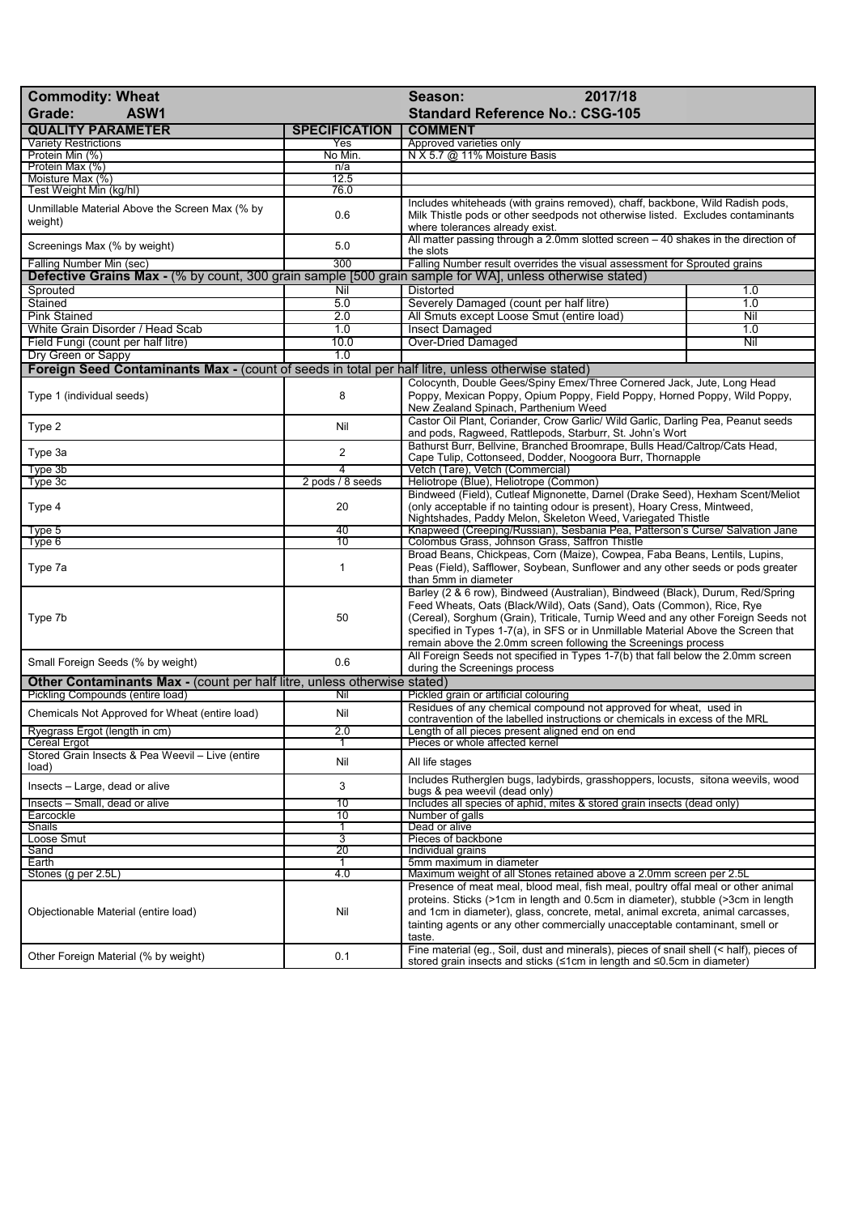| Commodity: Wheat | | Season: 2017/18 | |
|---|---|---|---|
| **Grade: ASW1** | | **Standard Reference No.: CSG-105** | |
| **QUALITY PARAMETER** | **SPECIFICATION** | **COMMENT** | |
| Variety Restrictions | Yes | Approved varieties only | |
| Protein Min (%) | No Min. | N X 5.7 @ 11% Moisture Basis | |
| Protein Max (%) | n/a | | |
| Moisture Max (%) | 12.5 | | |
| Test Weight Min (kg/hl) | 76.0 | | |
| Unmillable Material Above the Screen Max (% by weight) | 0.6 | Includes whiteheads (with grains removed), chaff, backbone, Wild Radish pods, Milk Thistle pods or other seedpods not otherwise listed. Excludes contaminants where tolerances already exist. | |
| Screenings Max (% by weight) | 5.0 | All matter passing through a 2.0mm slotted screen – 40 shakes in the direction of the slots | |
| Falling Number Min (sec) | 300 | Falling Number result overrides the visual assessment for Sprouted grains | |
| **Defective Grains Max -** (% by count, 300 grain sample [500 grain sample for WA], unless otherwise stated) | | | |
| Sprouted | Nil | Distorted | 1.0 |
| Stained | 5.0 | Severely Damaged (count per half litre) | 1.0 |
| Pink Stained | 2.0 | All Smuts except Loose Smut (entire load) | Nil |
| White Grain Disorder / Head Scab | 1.0 | Insect Damaged | 1.0 |
| Field Fungi (count per half litre) | 10.0 | Over-Dried Damaged | Nil |
| Dry Green or Sappy | 1.0 | | |
| **Foreign Seed Contaminants Max -** (count of seeds in total per half litre, unless otherwise stated) | | | |
| Type 1 (individual seeds) | 8 | Colocynth, Double Gees/Spiny Emex/Three Cornered Jack, Jute, Long Head Poppy, Mexican Poppy, Opium Poppy, Field Poppy, Horned Poppy, Wild Poppy, New Zealand Spinach, Parthenium Weed | |
| Type 2 | Nil | Castor Oil Plant, Coriander, Crow Garlic/ Wild Garlic, Darling Pea, Peanut seeds and pods, Ragweed, Rattlepods, Starburr, St. John's Wort | |
| Type 3a | 2 | Bathurst Burr, Bellvine, Branched Broomrape, Bulls Head/Caltrop/Cats Head, Cape Tulip, Cottonseed, Dodder, Noogoora Burr, Thornapple | |
| Type 3b | 4 | Vetch (Tare), Vetch (Commercial) | |
| Type 3c | 2 pods / 8 seeds | Heliotrope (Blue), Heliotrope (Common) | |
| Type 4 | 20 | Bindweed (Field), Cutleaf Mignonette, Darnel (Drake Seed), Hexham Scent/Meliot (only acceptable if no tainting odour is present), Hoary Cress, Mintweed, Nightshades, Paddy Melon, Skeleton Weed, Variegated Thistle | |
| Type 5 | 40 | Knapweed (Creeping/Russian), Sesbania Pea, Patterson's Curse/ Salvation Jane | |
| Type 6 | 10 | Colombus Grass, Johnson Grass, Saffron Thistle | |
| Type 7a | 1 | Broad Beans, Chickpeas, Corn (Maize), Cowpea, Faba Beans, Lentils, Lupins, Peas (Field), Safflower, Soybean, Sunflower and any other seeds or pods greater than 5mm in diameter | |
| Type 7b | 50 | Barley (2 & 6 row), Bindweed (Australian), Bindweed (Black), Durum, Red/Spring Feed Wheats, Oats (Black/Wild), Oats (Sand), Oats (Common), Rice, Rye (Cereal), Sorghum (Grain), Triticale, Turnip Weed and any other Foreign Seeds not specified in Types 1-7(a), in SFS or in Unmillable Material Above the Screen that remain above the 2.0mm screen following the Screenings process | |
| Small Foreign Seeds (% by weight) | 0.6 | All Foreign Seeds not specified in Types 1-7(b) that fall below the 2.0mm screen during the Screenings process | |
| **Other Contaminants Max -** (count per half litre, unless otherwise stated) | | | |
| Pickling Compounds (entire load) | Nil | Pickled grain or artificial colouring | |
| Chemicals Not Approved for Wheat (entire load) | Nil | Residues of any chemical compound not approved for wheat, used in contravention of the labelled instructions or chemicals in excess of the MRL | |
| Ryegrass Ergot (length in cm) | 2.0 | Length of all pieces present aligned end on end | |
| Cereal Ergot | 1 | Pieces or whole affected kernel | |
| Stored Grain Insects & Pea Weevil – Live (entire load) | Nil | All life stages | |
| Insects – Large, dead or alive | 3 | Includes Rutherglen bugs, ladybirds, grasshoppers, locusts, sitona weevils, wood bugs & pea weevil (dead only) | |
| Insects – Small, dead or alive | 10 | Includes all species of aphid, mites & stored grain insects (dead only) | |
| Earcockle | 10 | Number of galls | |
| Snails | 1 | Dead or alive | |
| Loose Smut | 3 | Pieces of backbone | |
| Sand | 20 | Individual grains | |
| Earth | 1 | 5mm maximum in diameter | |
| Stones (g per 2.5L) | 4.0 | Maximum weight of all Stones retained above a 2.0mm screen per 2.5L | |
| Objectionable Material (entire load) | Nil | Presence of meat meal, blood meal, fish meal, poultry offal meal or other animal proteins. Sticks (>1cm in length and 0.5cm in diameter), stubble (>3cm in length and 1cm in diameter), glass, concrete, metal, animal excreta, animal carcasses, tainting agents or any other commercially unacceptable contaminant, smell or taste. | |
| Other Foreign Material (% by weight) | 0.1 | Fine material (eg., Soil, dust and minerals), pieces of snail shell (< half), pieces of stored grain insects and sticks (≤1cm in length and ≤0.5cm in diameter) | |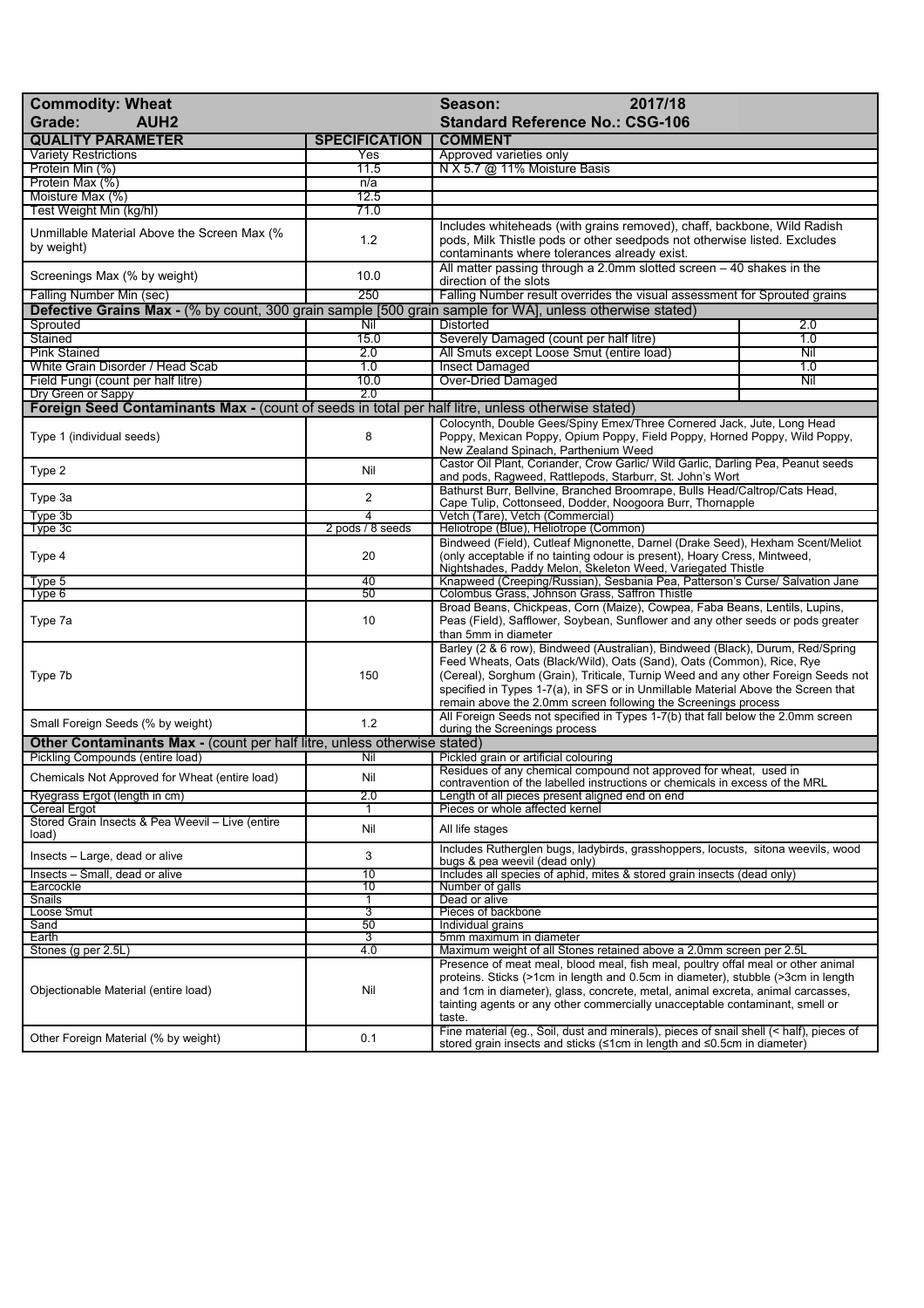| **Commodity: Wheat** | | **Season: 2017/18** | |
|---|---|---|---|
| **Grade: AUH2** | | **Standard Reference No.: CSG-106** | |
| **QUALITY PARAMETER** | **SPECIFICATION** | **COMMENT** | |
| Variety Restrictions | Yes | Approved varieties only | |
| Protein Min (%) | 11.5 | N X 5.7 @ 11% Moisture Basis | |
| Protein Max (%) | n/a | | |
| Moisture Max (%) | 12.5 | | |
| Test Weight Min (kg/hl) | 71.0 | | |
| Unmillable Material Above the Screen Max (% by weight) | 1.2 | Includes whiteheads (with grains removed), chaff, backbone, Wild Radish pods, Milk Thistle pods or other seedpods not otherwise listed. Excludes contaminants where tolerances already exist. | |
| Screenings Max (% by weight) | 10.0 | All matter passing through a 2.0mm slotted screen – 40 shakes in the direction of the slots | |
| Falling Number Min (sec) | 250 | Falling Number result overrides the visual assessment for Sprouted grains | |
| **Defective Grains Max -** (% by count, 300 grain sample [500 grain sample for WA], unless otherwise stated) | | | |
| Sprouted | Nil | Distorted | 2.0 |
| Stained | 15.0 | Severely Damaged (count per half litre) | 1.0 |
| Pink Stained | 2.0 | All Smuts except Loose Smut (entire load) | Nil |
| White Grain Disorder / Head Scab | 1.0 | Insect Damaged | 1.0 |
| Field Fungi (count per half litre) | 10.0 | Over-Dried Damaged | Nil |
| Dry Green or Sappy | 2.0 | | |
| **Foreign Seed Contaminants Max -** (count of seeds in total per half litre, unless otherwise stated) | | | |
| Type 1 (individual seeds) | 8 | Colocynth, Double Gees/Spiny Emex/Three Cornered Jack, Jute, Long Head Poppy, Mexican Poppy, Opium Poppy, Field Poppy, Horned Poppy, Wild Poppy, New Zealand Spinach, Parthenium Weed | |
| Type 2 | Nil | Castor Oil Plant, Coriander, Crow Garlic/ Wild Garlic, Darling Pea, Peanut seeds and pods, Ragweed, Rattlepods, Starburr, St. John's Wort | |
| Type 3a | 2 | Bathurst Burr, Bellvine, Branched Broomrape, Bulls Head/Caltrop/Cats Head, Cape Tulip, Cottonseed, Dodder, Noogoora Burr, Thornapple | |
| Type 3b | 4 | Vetch (Tare), Vetch (Commercial) | |
| Type 3c | 2 pods / 8 seeds | Heliotrope (Blue), Heliotrope (Common) | |
| Type 4 | 20 | Bindweed (Field), Cutleaf Mignonette, Darnel (Drake Seed), Hexham Scent/Meliot (only acceptable if no tainting odour is present), Hoary Cress, Mintweed, Nightshades, Paddy Melon, Skeleton Weed, Variegated Thistle | |
| Type 5 | 40 | Knapweed (Creeping/Russian), Sesbania Pea, Patterson's Curse/ Salvation Jane | |
| Type 6 | 50 | Colombus Grass, Johnson Grass, Saffron Thistle | |
| Type 7a | 10 | Broad Beans, Chickpeas, Corn (Maize), Cowpea, Faba Beans, Lentils, Lupins, Peas (Field), Safflower, Soybean, Sunflower and any other seeds or pods greater than 5mm in diameter | |
| Type 7b | 150 | Barley (2 & 6 row), Bindweed (Australian), Bindweed (Black), Durum, Red/Spring Feed Wheats, Oats (Black/Wild), Oats (Sand), Oats (Common), Rice, Rye (Cereal), Sorghum (Grain), Triticale, Turnip Weed and any other Foreign Seeds not specified in Types 1-7(a), in SFS or in Unmillable Material Above the Screen that remain above the 2.0mm screen following the Screenings process | |
| Small Foreign Seeds (% by weight) | 1.2 | All Foreign Seeds not specified in Types 1-7(b) that fall below the 2.0mm screen during the Screenings process | |
| **Other Contaminants Max -** (count per half litre, unless otherwise stated) | | | |
| Pickling Compounds (entire load) | Nil | Pickled grain or artificial colouring | |
| Chemicals Not Approved for Wheat (entire load) | Nil | Residues of any chemical compound not approved for wheat, used in contravention of the labelled instructions or chemicals in excess of the MRL | |
| Ryegrass Ergot (length in cm) | 2.0 | Length of all pieces present aligned end on end | |
| Cereal Ergot | 1 | Pieces or whole affected kernel | |
| Stored Grain Insects & Pea Weevil – Live (entire load) | Nil | All life stages | |
| Insects – Large, dead or alive | 3 | Includes Rutherglen bugs, ladybirds, grasshoppers, locusts, sitona weevils, wood bugs & pea weevil (dead only) | |
| Insects – Small, dead or alive | 10 | Includes all species of aphid, mites & stored grain insects (dead only) | |
| Earcockle | 10 | Number of galls | |
| Snails | 1 | Dead or alive | |
| Loose Smut | 3 | Pieces of backbone | |
| Sand | 50 | Individual grains | |
| Earth | 3 | 5mm maximum in diameter | |
| Stones (g per 2.5L) | 4.0 | Maximum weight of all Stones retained above a 2.0mm screen per 2.5L | |
| Objectionable Material (entire load) | Nil | Presence of meat meal, blood meal, fish meal, poultry offal meal or other animal proteins. Sticks (>1cm in length and 0.5cm in diameter), stubble (>3cm in length and 1cm in diameter), glass, concrete, metal, animal excreta, animal carcasses, tainting agents or any other commercially unacceptable contaminant, smell or taste. | |
| Other Foreign Material (% by weight) | 0.1 | Fine material (eg., Soil, dust and minerals), pieces of snail shell (< half), pieces of stored grain insects and sticks (≤1cm in length and ≤0.5cm in diameter) | |